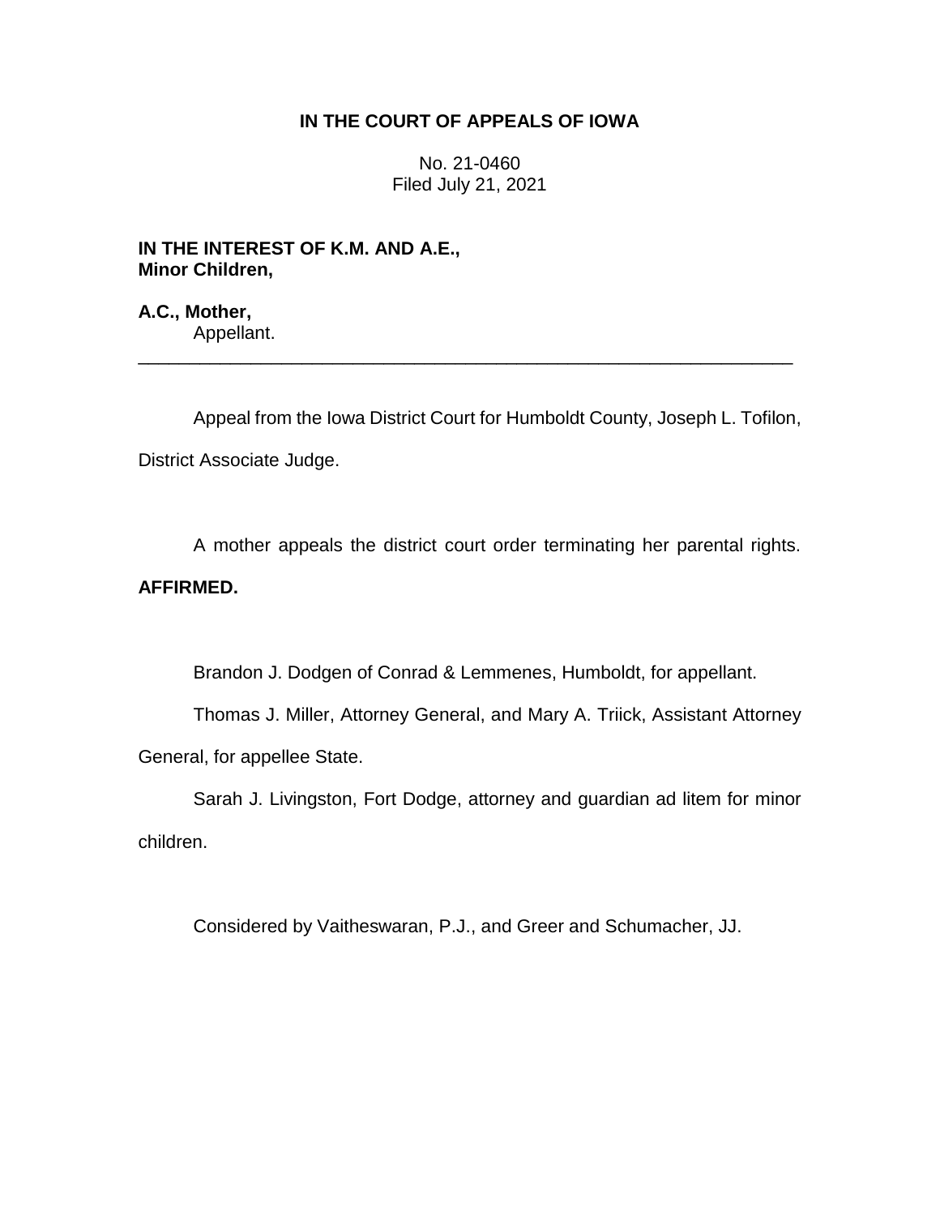# IN THE COURT OF APPEALS OF IOWA

No. 21-0460
Filed July 21, 2021

**IN THE INTEREST OF K.M. AND A.E., Minor Children,**

**A.C., Mother,**
Appellant.

---

Appeal from the Iowa District Court for Humboldt County, Joseph L. Tofilon, District Associate Judge.

A mother appeals the district court order terminating her parental rights. **AFFIRMED.**

Brandon J. Dodgen of Conrad & Lemmenes, Humboldt, for appellant.

Thomas J. Miller, Attorney General, and Mary A. Triick, Assistant Attorney General, for appellee State.

Sarah J. Livingston, Fort Dodge, attorney and guardian ad litem for minor children.

Considered by Vaitheswaran, P.J., and Greer and Schumacher, JJ.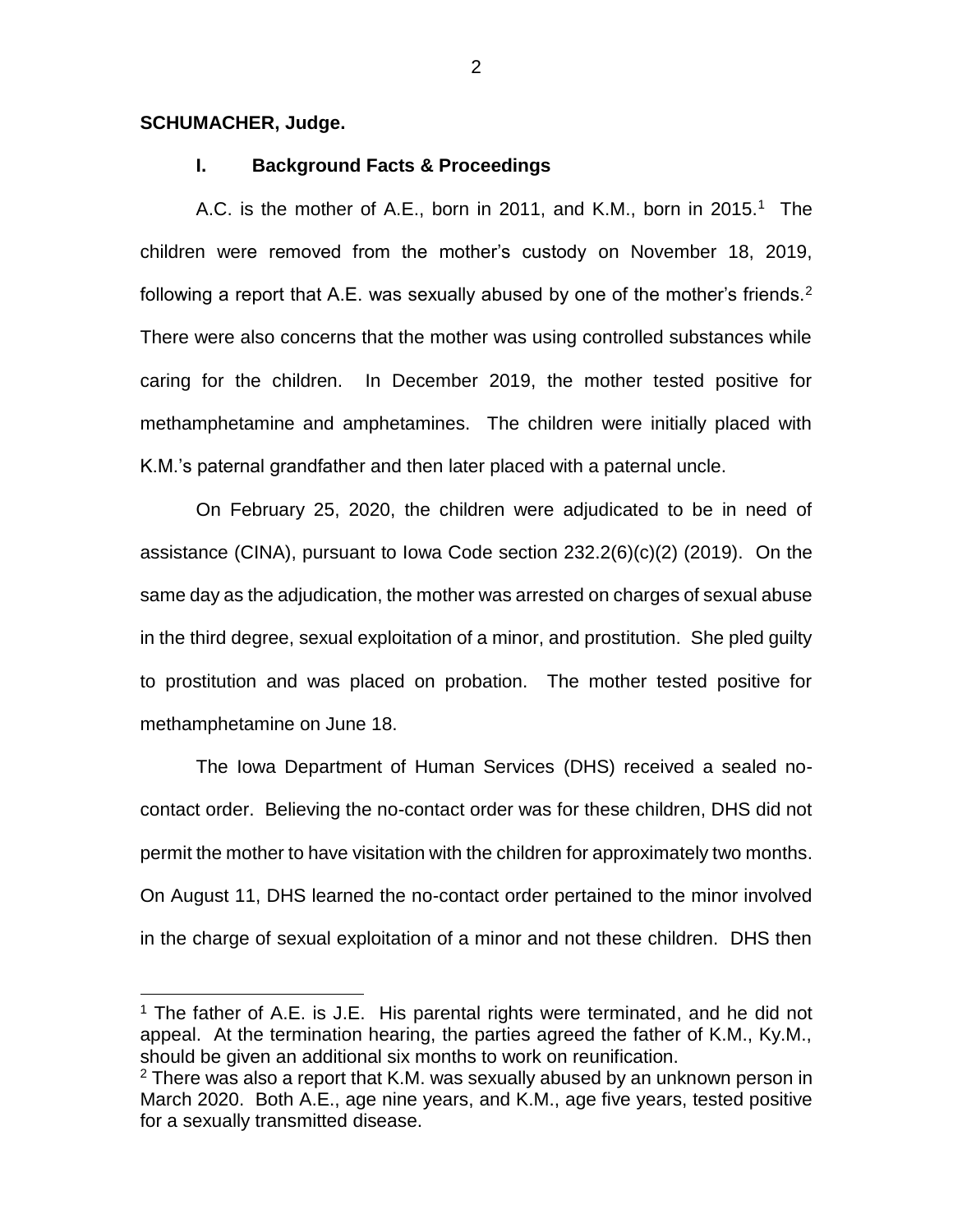**SCHUMACHER, Judge.**

## I. Background Facts & Proceedings

A.C. is the mother of A.E., born in 2011, and K.M., born in 2015.[1] The children were removed from the mother's custody on November 18, 2019, following a report that A.E. was sexually abused by one of the mother's friends.[2] There were also concerns that the mother was using controlled substances while caring for the children. In December 2019, the mother tested positive for methamphetamine and amphetamines. The children were initially placed with K.M.'s paternal grandfather and then later placed with a paternal uncle.

On February 25, 2020, the children were adjudicated to be in need of assistance (CINA), pursuant to Iowa Code section 232.2(6)(c)(2) (2019). On the same day as the adjudication, the mother was arrested on charges of sexual abuse in the third degree, sexual exploitation of a minor, and prostitution. She pled guilty to prostitution and was placed on probation. The mother tested positive for methamphetamine on June 18.

The Iowa Department of Human Services (DHS) received a sealed no-contact order. Believing the no-contact order was for these children, DHS did not permit the mother to have visitation with the children for approximately two months. On August 11, DHS learned the no-contact order pertained to the minor involved in the charge of sexual exploitation of a minor and not these children. DHS then

---

[1] The father of A.E. is J.E. His parental rights were terminated, and he did not appeal. At the termination hearing, the parties agreed the father of K.M., Ky.M., should be given an additional six months to work on reunification.

[2] There was also a report that K.M. was sexually abused by an unknown person in March 2020. Both A.E., age nine years, and K.M., age five years, tested positive for a sexually transmitted disease.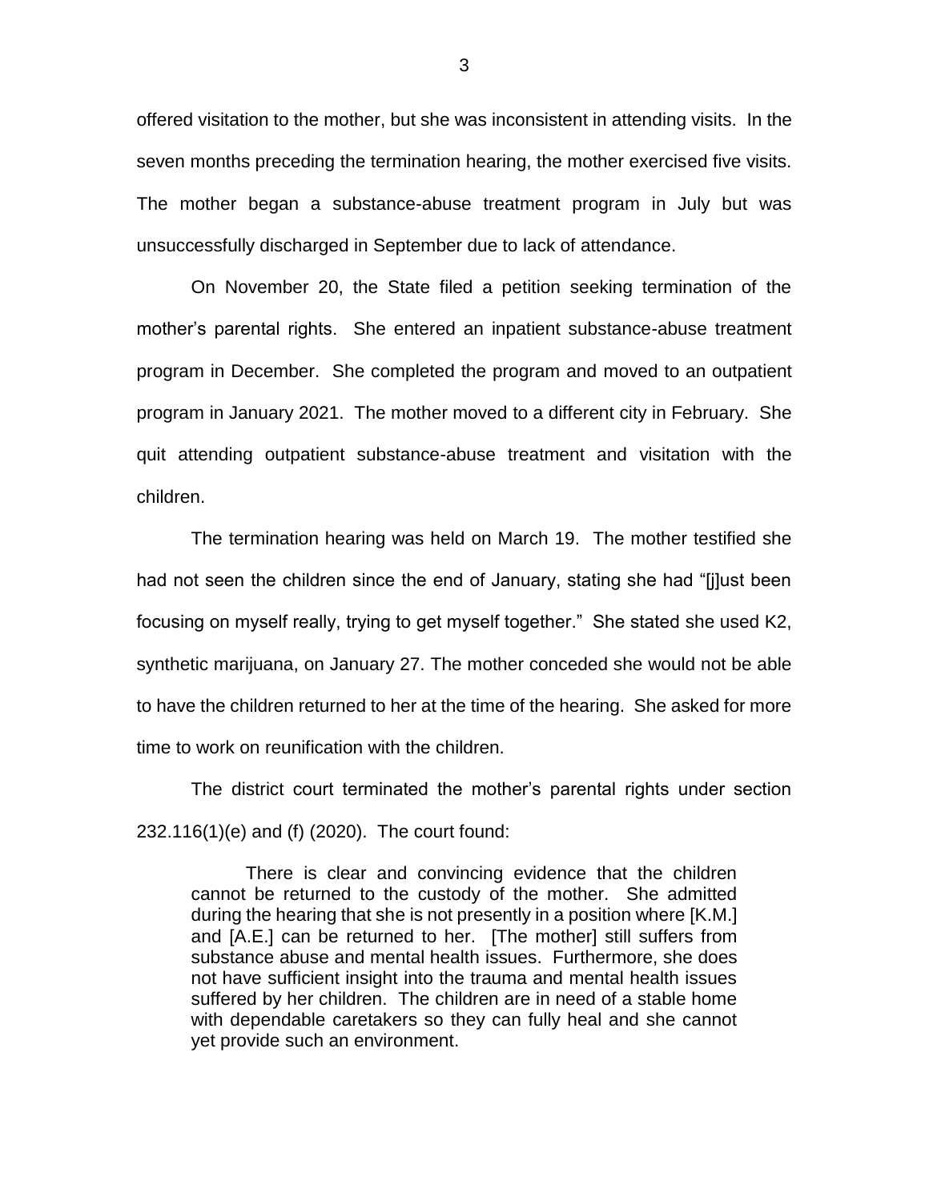offered visitation to the mother, but she was inconsistent in attending visits. In the seven months preceding the termination hearing, the mother exercised five visits. The mother began a substance-abuse treatment program in July but was unsuccessfully discharged in September due to lack of attendance.

On November 20, the State filed a petition seeking termination of the mother's parental rights. She entered an inpatient substance-abuse treatment program in December. She completed the program and moved to an outpatient program in January 2021. The mother moved to a different city in February. She quit attending outpatient substance-abuse treatment and visitation with the children.

The termination hearing was held on March 19. The mother testified she had not seen the children since the end of January, stating she had "[j]ust been focusing on myself really, trying to get myself together." She stated she used K2, synthetic marijuana, on January 27. The mother conceded she would not be able to have the children returned to her at the time of the hearing. She asked for more time to work on reunification with the children.

The district court terminated the mother's parental rights under section 232.116(1)(e) and (f) (2020). The court found:

> There is clear and convincing evidence that the children cannot be returned to the custody of the mother. She admitted during the hearing that she is not presently in a position where [K.M.] and [A.E.] can be returned to her. [The mother] still suffers from substance abuse and mental health issues. Furthermore, she does not have sufficient insight into the trauma and mental health issues suffered by her children. The children are in need of a stable home with dependable caretakers so they can fully heal and she cannot yet provide such an environment.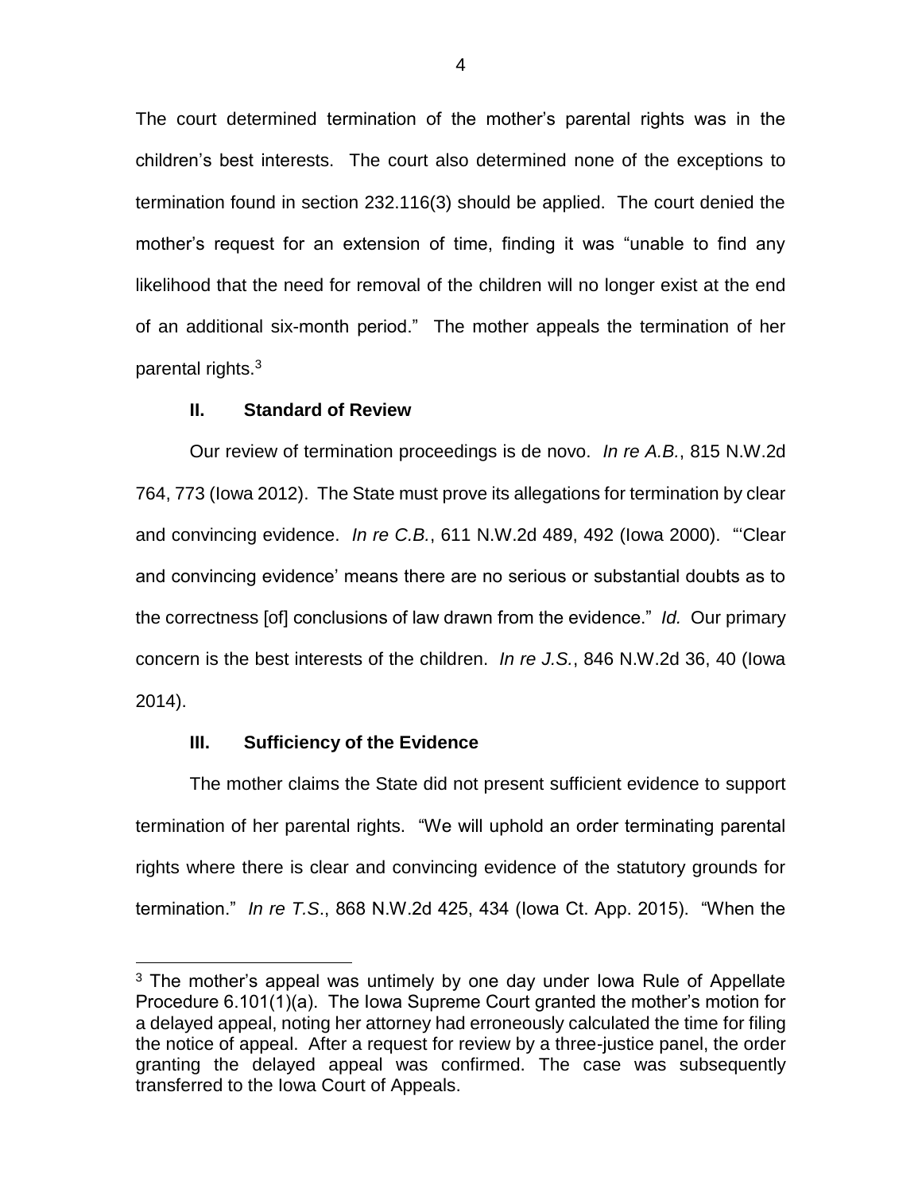The court determined termination of the mother's parental rights was in the children's best interests. The court also determined none of the exceptions to termination found in section 232.116(3) should be applied. The court denied the mother's request for an extension of time, finding it was "unable to find any likelihood that the need for removal of the children will no longer exist at the end of an additional six-month period." The mother appeals the termination of her parental rights.[3]

## II. Standard of Review

Our review of termination proceedings is de novo. *In re A.B.*, 815 N.W.2d 764, 773 (Iowa 2012). The State must prove its allegations for termination by clear and convincing evidence. *In re C.B.*, 611 N.W.2d 489, 492 (Iowa 2000). "'Clear and convincing evidence' means there are no serious or substantial doubts as to the correctness [of] conclusions of law drawn from the evidence." *Id.* Our primary concern is the best interests of the children. *In re J.S.*, 846 N.W.2d 36, 40 (Iowa 2014).

## III. Sufficiency of the Evidence

The mother claims the State did not present sufficient evidence to support termination of her parental rights. "We will uphold an order terminating parental rights where there is clear and convincing evidence of the statutory grounds for termination." *In re T.S.*, 868 N.W.2d 425, 434 (Iowa Ct. App. 2015). "When the

---

[3] The mother's appeal was untimely by one day under Iowa Rule of Appellate Procedure 6.101(1)(a). The Iowa Supreme Court granted the mother's motion for a delayed appeal, noting her attorney had erroneously calculated the time for filing the notice of appeal. After a request for review by a three-justice panel, the order granting the delayed appeal was confirmed. The case was subsequently transferred to the Iowa Court of Appeals.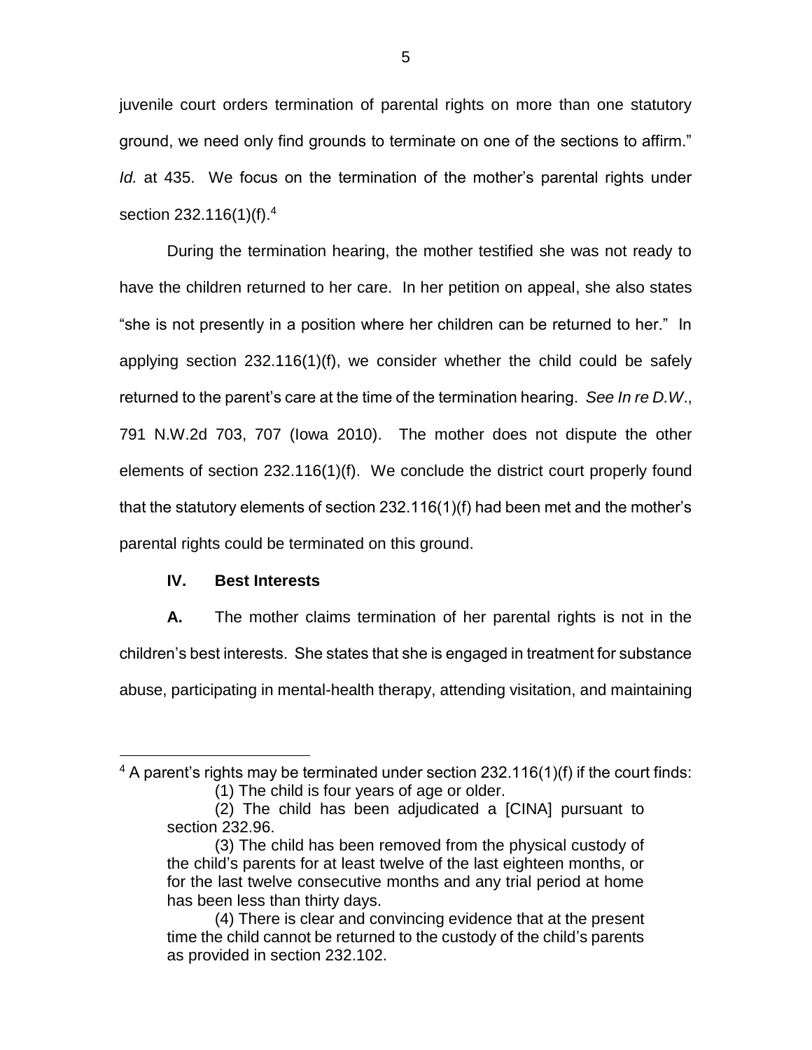juvenile court orders termination of parental rights on more than one statutory ground, we need only find grounds to terminate on one of the sections to affirm." *Id.* at 435. We focus on the termination of the mother's parental rights under section 232.116(1)(f).[4]

During the termination hearing, the mother testified she was not ready to have the children returned to her care. In her petition on appeal, she also states "she is not presently in a position where her children can be returned to her." In applying section 232.116(1)(f), we consider whether the child could be safely returned to the parent's care at the time of the termination hearing. *See In re D.W.*, 791 N.W.2d 703, 707 (Iowa 2010). The mother does not dispute the other elements of section 232.116(1)(f). We conclude the district court properly found that the statutory elements of section 232.116(1)(f) had been met and the mother's parental rights could be terminated on this ground.

### IV. Best Interests

**A.** The mother claims termination of her parental rights is not in the children's best interests. She states that she is engaged in treatment for substance abuse, participating in mental-health therapy, attending visitation, and maintaining

---

[4] A parent's rights may be terminated under section 232.116(1)(f) if the court finds:

> (1) The child is four years of age or older.
>
> (2) The child has been adjudicated a [CINA] pursuant to section 232.96.
>
> (3) The child has been removed from the physical custody of the child's parents for at least twelve of the last eighteen months, or for the last twelve consecutive months and any trial period at home has been less than thirty days.
>
> (4) There is clear and convincing evidence that at the present time the child cannot be returned to the custody of the child's parents as provided in section 232.102.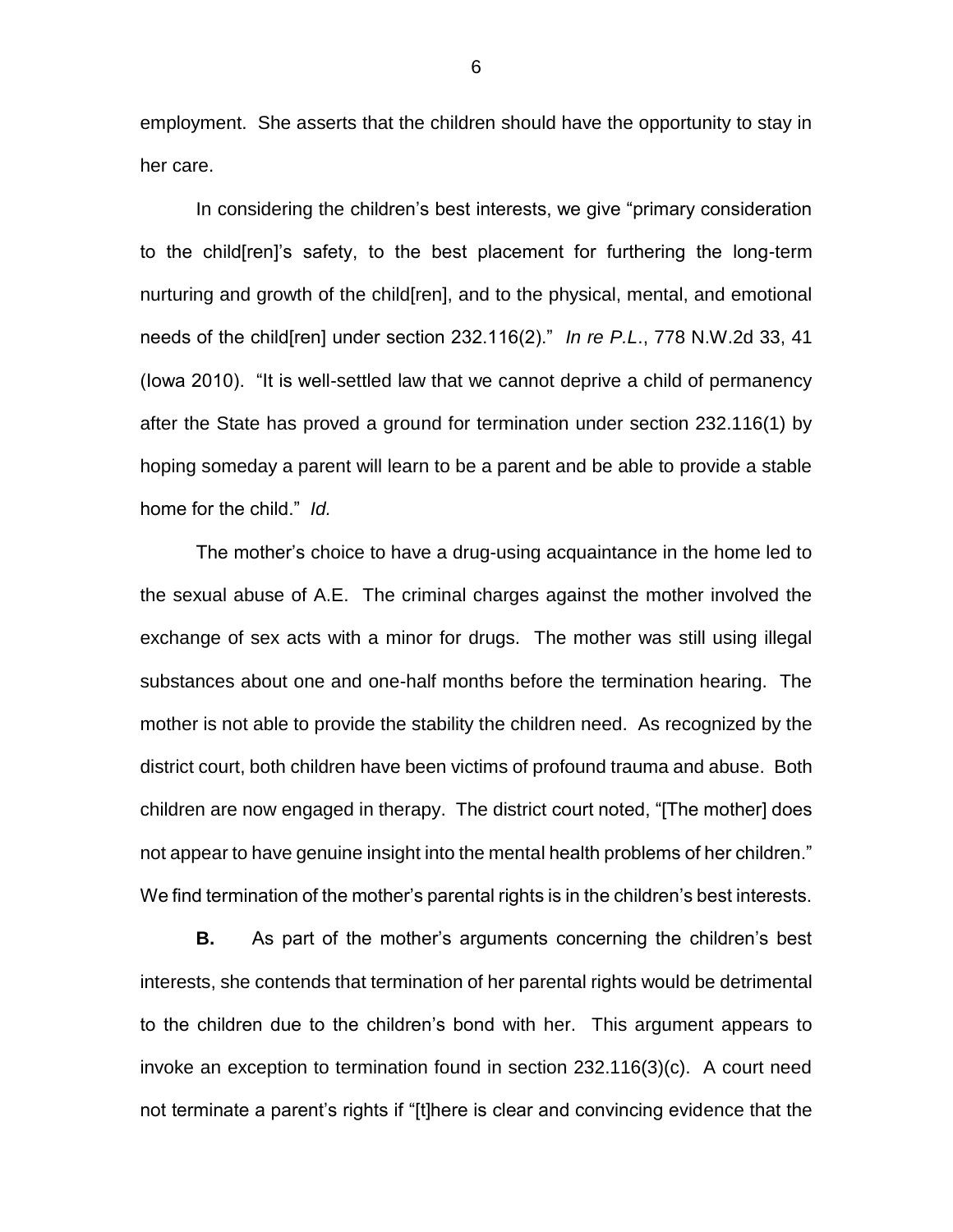employment. She asserts that the children should have the opportunity to stay in her care.

In considering the children's best interests, we give "primary consideration to the child[ren]'s safety, to the best placement for furthering the long-term nurturing and growth of the child[ren], and to the physical, mental, and emotional needs of the child[ren] under section 232.116(2)." *In re P.L.*, 778 N.W.2d 33, 41 (Iowa 2010). "It is well-settled law that we cannot deprive a child of permanency after the State has proved a ground for termination under section 232.116(1) by hoping someday a parent will learn to be a parent and be able to provide a stable home for the child." *Id.*

The mother's choice to have a drug-using acquaintance in the home led to the sexual abuse of A.E. The criminal charges against the mother involved the exchange of sex acts with a minor for drugs. The mother was still using illegal substances about one and one-half months before the termination hearing. The mother is not able to provide the stability the children need. As recognized by the district court, both children have been victims of profound trauma and abuse. Both children are now engaged in therapy. The district court noted, "[The mother] does not appear to have genuine insight into the mental health problems of her children." We find termination of the mother's parental rights is in the children's best interests.

**B.** As part of the mother's arguments concerning the children's best interests, she contends that termination of her parental rights would be detrimental to the children due to the children's bond with her. This argument appears to invoke an exception to termination found in section 232.116(3)(c). A court need not terminate a parent's rights if "[t]here is clear and convincing evidence that the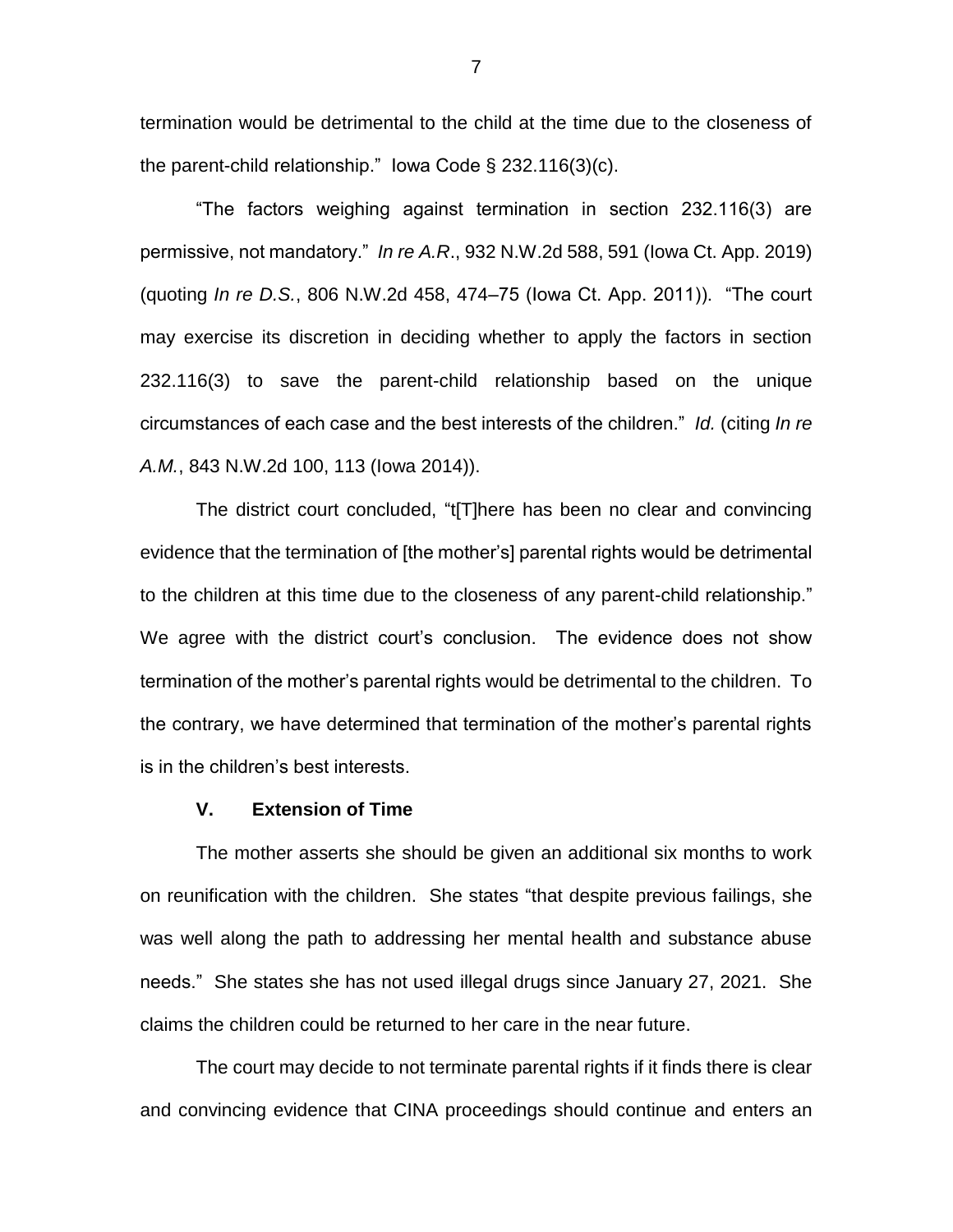termination would be detrimental to the child at the time due to the closeness of the parent-child relationship." Iowa Code § 232.116(3)(c).

"The factors weighing against termination in section 232.116(3) are permissive, not mandatory." *In re A.R*., 932 N.W.2d 588, 591 (Iowa Ct. App. 2019) (quoting *In re D.S.*, 806 N.W.2d 458, 474–75 (Iowa Ct. App. 2011)). "The court may exercise its discretion in deciding whether to apply the factors in section 232.116(3) to save the parent-child relationship based on the unique circumstances of each case and the best interests of the children." *Id.* (citing *In re A.M.*, 843 N.W.2d 100, 113 (Iowa 2014)).

The district court concluded, "t[T]here has been no clear and convincing evidence that the termination of [the mother's] parental rights would be detrimental to the children at this time due to the closeness of any parent-child relationship." We agree with the district court's conclusion. The evidence does not show termination of the mother's parental rights would be detrimental to the children. To the contrary, we have determined that termination of the mother's parental rights is in the children's best interests.

## V. Extension of Time

The mother asserts she should be given an additional six months to work on reunification with the children. She states "that despite previous failings, she was well along the path to addressing her mental health and substance abuse needs." She states she has not used illegal drugs since January 27, 2021. She claims the children could be returned to her care in the near future.

The court may decide to not terminate parental rights if it finds there is clear and convincing evidence that CINA proceedings should continue and enters an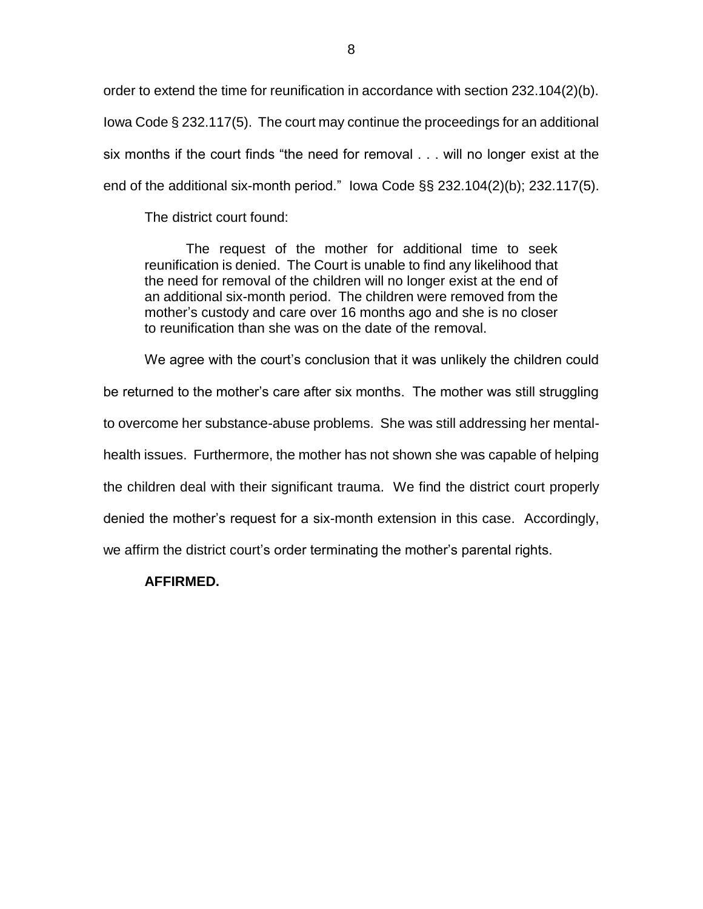order to extend the time for reunification in accordance with section 232.104(2)(b). Iowa Code § 232.117(5). The court may continue the proceedings for an additional six months if the court finds "the need for removal . . . will no longer exist at the end of the additional six-month period." Iowa Code §§ 232.104(2)(b); 232.117(5).

The district court found:

> The request of the mother for additional time to seek reunification is denied. The Court is unable to find any likelihood that the need for removal of the children will no longer exist at the end of an additional six-month period. The children were removed from the mother's custody and care over 16 months ago and she is no closer to reunification than she was on the date of the removal.

We agree with the court's conclusion that it was unlikely the children could be returned to the mother's care after six months. The mother was still struggling to overcome her substance-abuse problems. She was still addressing her mental-health issues. Furthermore, the mother has not shown she was capable of helping the children deal with their significant trauma. We find the district court properly denied the mother's request for a six-month extension in this case. Accordingly, we affirm the district court's order terminating the mother's parental rights.

**AFFIRMED.**